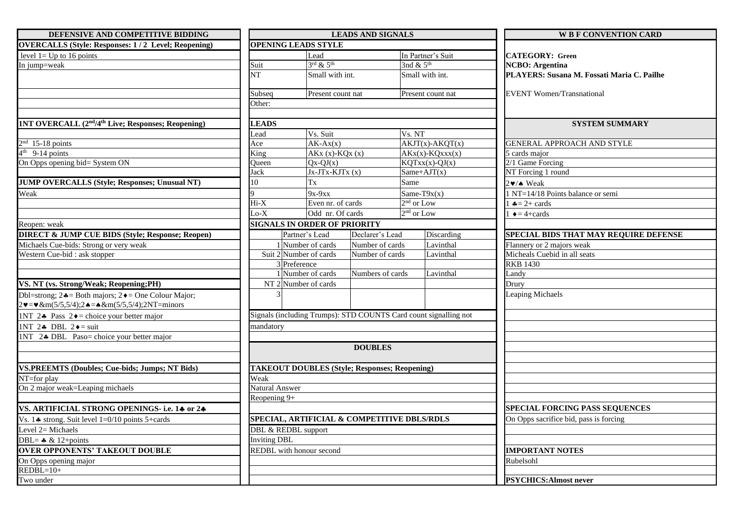# W B F CONVENTION CARD

**CATEGORY: Green**
**NCBO: Argentina**
**PLAYERS: Susana M. Fossati Maria C. Pailhe**

EVENT Women/Transnational

## DEFENSIVE AND COMPETITIVE BIDDING

### OVERCALLS (Style: Responses: 1 / 2 Level; Reopening)

level 1= Up to 16 points
In jump=weak

### 1NT OVERCALL (2nd/4th Live; Responses; Reopening)

2nd 15-18 points
4th 9-14 points
On Opps opening bid= System ON

### JUMP OVERCALLS (Style; Responses; Unusual NT)

Weak

Reopen: weak

### DIRECT & JUMP CUE BIDS (Style; Response; Reopen)

Michaels Cue-bids: Strong or very weak
Western Cue-bid : ask stopper

### VS. NT (vs. Strong/Weak; Reopening;PH)

Dbl=strong; 2♣= Both majors; 2♦= One Colour Major; 2♥=♥&m(5/5,5/4);2♠=♠&m(5/5,5/4);2NT=minors
1NT 2♣ Pass 2♦= choice your better major
1NT 2♣ DBL 2♦= suit
1NT 2♣ DBL Paso= choice your better major

### VS.PREEMTS (Doubles; Cue-bids; Jumps; NT Bids)

NT=for play
On 2 major weak=Leaping michaels

### VS. ARTIFICIAL STRONG OPENINGS- i.e. 1♣ or 2♣

Vs. 1♣ strong. Suit level 1=0/10 points 5+cards
Level 2= Michaels
DBL= ♣ & 12+points

### OVER OPPONENTS' TAKEOUT DOUBLE

On Opps opening major
REDBL=10+
Two under

## LEADS AND SIGNALS

### OPENING LEADS STYLE

| | Lead | In Partner's Suit |
|---|---|---|
| Suit | 3rd & 5th | 3nd & 5th |
| NT | Small with int. | Small with int. |
| Subseq | Present count nat | Present count nat |
| Other: | | |

### LEADS

| Lead | Vs. Suit | Vs. NT |
|---|---|---|
| Ace | AK-Ax(x) | AKJT(x)-AKQT(x) |
| King | AKx (x)-KQx (x) | AKx(x)-KQxxx(x) |
| Queen | Qx-QJ(x) | KQTxx(x)-QJ(x) |
| Jack | Jx-JTx-KJTx (x) | Same+AJT(x) |
| 10 | Tx | Same |
| 9 | 9x-9xx | Same-T9x(x) |
| Hi-X | Even nr. of cards | 2nd or Low |
| Lo-X | Odd nr. Of cards | 2nd or Low |

### SIGNALS IN ORDER OF PRIORITY

| | | Partner's Lead | Declarer's Lead | Discarding |
|---|---|---|---|---|
| Suit | 1 | Number of cards | Number of cards | Lavinthal |
| | 2 | Number of cards | Number of cards | Lavinthal |
| | 3 | Preference | | |
| NT | 1 | Number of cards | Numbers of cards | Lavinthal |
| | 2 | Number of cards | | |
| | 3 | | | |

Signals (including Trumps): STD COUNTS Card count signalling not mandatory

## DOUBLES

### TAKEOUT DOUBLES (Style; Responses; Reopening)

Weak
Natural Answer
Reopening 9+

### SPECIAL, ARTIFICIAL & COMPETITIVE DBLS/RDLS

DBL & REDBL support
Inviting DBL
REDBL with honour second

## SYSTEM SUMMARY

### GENERAL APPROACH AND STYLE

5 cards major
2/1 Game Forcing
NT Forcing 1 round
2♥/♠ Weak
1 NT=14/18 Points balance or semi
1 ♣= 2+ cards
1 ♦= 4+cards

### SPECIAL BIDS THAT MAY REQUIRE DEFENSE

Flannery or 2 majors weak
Micheals Cuebid in all seats
RKB 1430
Landy
Drury
Leaping Michaels

### SPECIAL FORCING PASS SEQUENCES

On Opps sacrifice bid, pass is forcing

### IMPORTANT NOTES

Rubelsohl

**PSYCHICS:Almost never**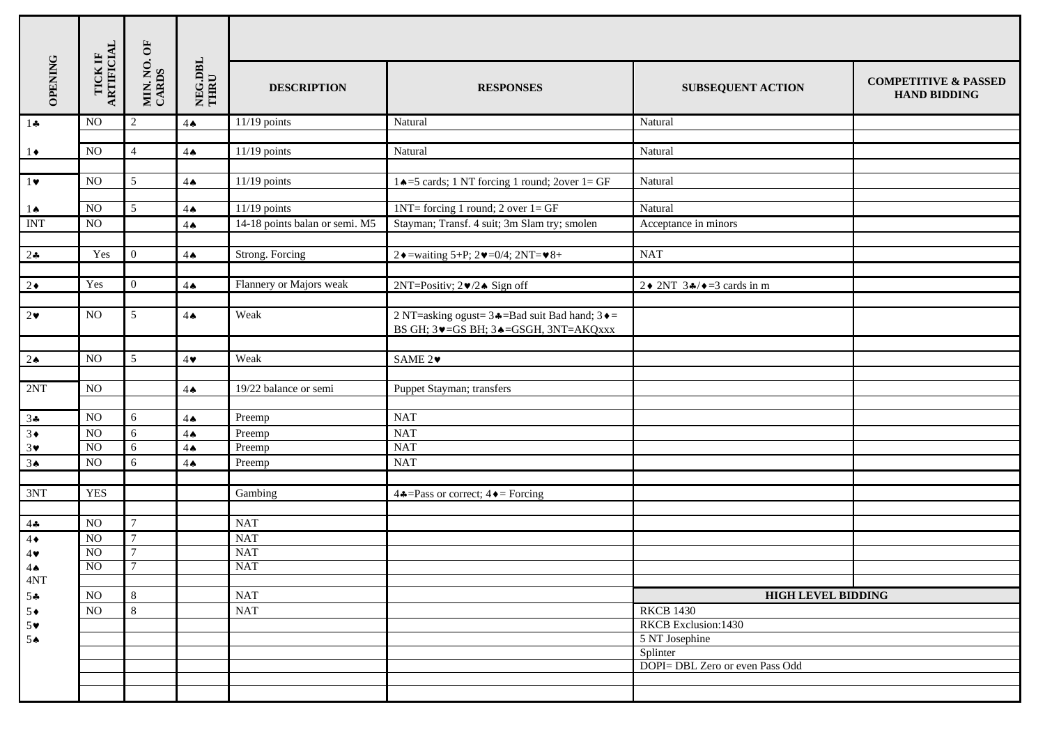| OPENING | TICK IF ARTIFICIAL | MIN. NO. OF CARDS | NEG.DBL THRU | DESCRIPTION | RESPONSES | SUBSEQUENT ACTION | COMPETITIVE & PASSED HAND BIDDING |
|---|---|---|---|---|---|---|---|
| 1♣ | NO | 2 | 4♠ | 11/19 points | Natural | Natural | |
| | | | | | | | |
| 1♦ | NO | 4 | 4♠ | 11/19 points | Natural | Natural | |
| | | | | | | | |
| 1♥ | NO | 5 | 4♠ | 11/19 points | 1♠=5 cards; 1 NT forcing 1 round; 2over 1= GF | Natural | |
| | | | | | | | |
| 1♠ | NO | 5 | 4♠ | 11/19 points | 1NT= forcing 1 round; 2 over 1= GF | Natural | |
| INT | NO | | 4♠ | 14-18 points balan or semi. M5 | Stayman; Transf. 4 suit; 3m Slam try; smolen | Acceptance in minors | |
| | | | | | | | |
| 2♣ | Yes | 0 | 4♠ | Strong. Forcing | 2♦=waiting 5+P; 2♥=0/4; 2NT=♥8+ | NAT | |
| | | | | | | | |
| 2♦ | Yes | 0 | 4♠ | Flannery or Majors weak | 2NT=Positiv; 2♥/2♠ Sign off | 2♦ 2NT 3♣/♦=3 cards in m | |
| | | | | | | | |
| 2♥ | NO | 5 | 4♠ | Weak | 2 NT=asking ogust= 3♣=Bad suit Bad hand; 3♦= BS GH; 3♥=GS BH; 3♠=GSGH, 3NT=AKQxxx | | |
| | | | | | | | |
| 2♠ | NO | 5 | 4♥ | Weak | SAME 2♥ | | |
| | | | | | | | |
| 2NT | NO | | 4♠ | 19/22 balance or semi | Puppet Stayman; transfers | | |
| | | | | | | | |
| 3♣ | NO | 6 | 4♠ | Preemp | NAT | | |
| 3♦ | NO | 6 | 4♠ | Preemp | NAT | | |
| 3♥ | NO | 6 | 4♠ | Preemp | NAT | | |
| 3♠ | NO | 6 | 4♠ | Preemp | NAT | | |
| | | | | | | | |
| 3NT | YES | | | Gambing | 4♣=Pass or correct; 4♦= Forcing | | |
| | | | | | | | |
| 4♣ | NO | 7 | | NAT | | | |
| 4♦ | NO | 7 | | NAT | | | |
| 4♥ | NO | 7 | | NAT | | | |
| 4♠ | NO | 7 | | NAT | | | |
| 4NT | | | | | | | |
| 5♣ | NO | 8 | | NAT | | **HIGH LEVEL BIDDING** | |
| 5♦ | NO | 8 | | NAT | | RKCB 1430 | |
| 5♥ | | | | | | RKCB Exclusion:1430 | |
| 5♠ | | | | | | 5 NT Josephine | |
| | | | | | | Splinter | |
| | | | | | | DOPI= DBL Zero or even Pass Odd | |
| | | | | | | | |
| | | | | | | | |